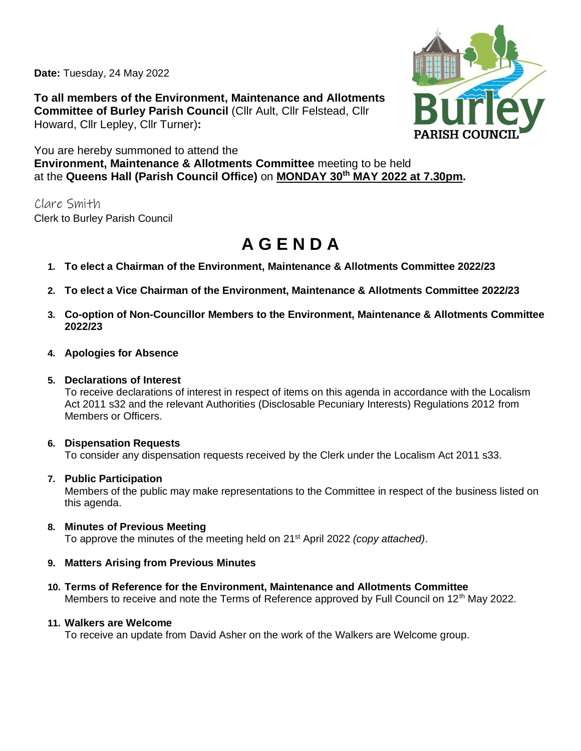**Date:** Tuesday, 24 May 2022

**To all members of the Environment, Maintenance and Allotments Committee of Burley Parish Council** (Cllr Ault, Cllr Felstead, Cllr Howard, Cllr Lepley, Cllr Turner)**:**

You are hereby summoned to attend the **Environment, Maintenance & Allotments Committee** meeting to be held at the **Queens Hall (Parish Council Office)** on **MONDAY 30th MAY 2022 at 7.30pm.**

Clare Smith
Clerk to Burley Parish Council

# A G E N D A

1. **To elect a Chairman of the Environment, Maintenance & Allotments Committee 2022/23**

2. **To elect a Vice Chairman of the Environment, Maintenance & Allotments Committee 2022/23**

3. **Co-option of Non-Councillor Members to the Environment, Maintenance & Allotments Committee 2022/23**

4. **Apologies for Absence**

5. **Declarations of Interest**
   To receive declarations of interest in respect of items on this agenda in accordance with the Localism Act 2011 s32 and the relevant Authorities (Disclosable Pecuniary Interests) Regulations 2012 from Members or Officers.

6. **Dispensation Requests**
   To consider any dispensation requests received by the Clerk under the Localism Act 2011 s33.

7. **Public Participation**
   Members of the public may make representations to the Committee in respect of the business listed on this agenda.

8. **Minutes of Previous Meeting**
   To approve the minutes of the meeting held on 21st April 2022 *(copy attached)*.

9. **Matters Arising from Previous Minutes**

10. **Terms of Reference for the Environment, Maintenance and Allotments Committee**
    Members to receive and note the Terms of Reference approved by Full Council on 12th May 2022.

11. **Walkers are Welcome**
    To receive an update from David Asher on the work of the Walkers are Welcome group.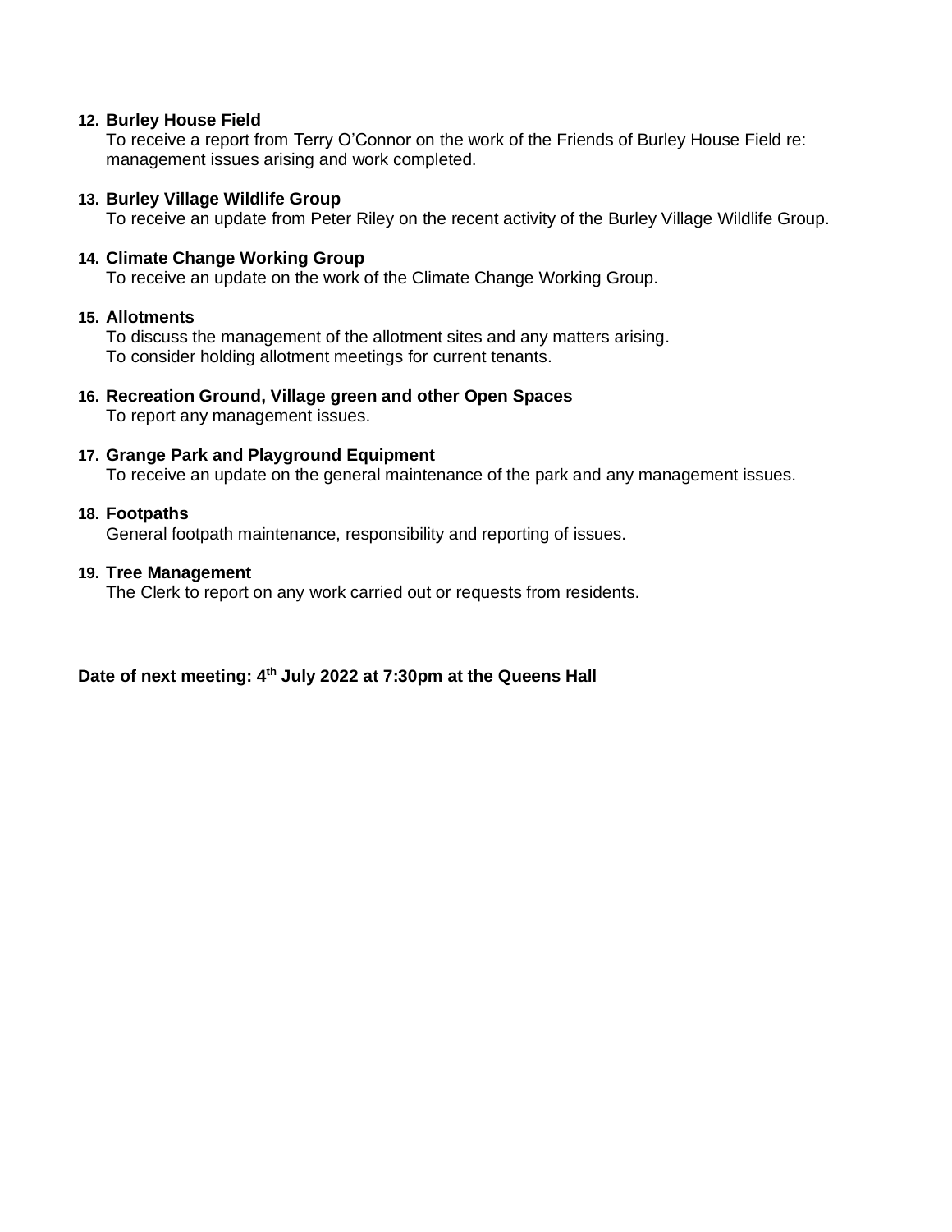12. **Burley House Field**
    To receive a report from Terry O'Connor on the work of the Friends of Burley House Field re: management issues arising and work completed.

13. **Burley Village Wildlife Group**
    To receive an update from Peter Riley on the recent activity of the Burley Village Wildlife Group.

14. **Climate Change Working Group**
    To receive an update on the work of the Climate Change Working Group.

15. **Allotments**
    To discuss the management of the allotment sites and any matters arising.
    To consider holding allotment meetings for current tenants.

16. **Recreation Ground, Village green and other Open Spaces**
    To report any management issues.

17. **Grange Park and Playground Equipment**
    To receive an update on the general maintenance of the park and any management issues.

18. **Footpaths**
    General footpath maintenance, responsibility and reporting of issues.

19. **Tree Management**
    The Clerk to report on any work carried out or requests from residents.

**Date of next meeting: 4th July 2022 at 7:30pm at the Queens Hall**